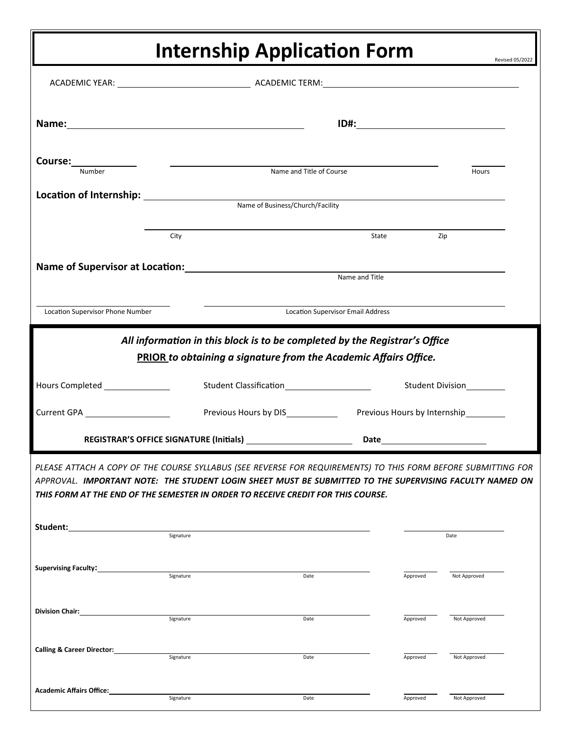# Internship Application Form

Revised 05/2022

ACADEMIC YEAR: ______________________ ACADEMIC TERM: ______________________

**Name:** ______________________ **ID#:** ______________________

**Course:** __________ (Number) ______________________ (Name and Title of Course) ______ (Hours)

**Location of Internship:** ______________________
Name of Business/Church/Facility

______________________ City ______ State ______ Zip

**Name of Supervisor at Location:** ______________________
Name and Title

______________________ Location Supervisor Phone Number

______________________ Location Supervisor Email Address

***All information in this block is to be completed by the Registrar's Office***
***PRIOR to obtaining a signature from the Academic Affairs Office.***

Hours Completed ______________ Student Classification ______________ Student Division ______________

Current GPA ______________ Previous Hours by DIS ______________ Previous Hours by Internship ______________

**REGISTRAR'S OFFICE SIGNATURE (Initials)** ______________ **Date** ______________

*PLEASE ATTACH A COPY OF THE COURSE SYLLABUS (SEE REVERSE FOR REQUIREMENTS) TO THIS FORM BEFORE SUBMITTING FOR APPROVAL.* ***IMPORTANT NOTE: THE STUDENT LOGIN SHEET MUST BE SUBMITTED TO THE SUPERVISING FACULTY NAMED ON THIS FORM AT THE END OF THE SEMESTER IN ORDER TO RECEIVE CREDIT FOR THIS COURSE.***

**Student:** ______________________ (Signature) ______________ (Date)

**Supervising Faculty:** ______________________ (Signature) ______________ (Date) ______ Approved ______ Not Approved

**Division Chair:** ______________________ (Signature) ______________ (Date) ______ Approved ______ Not Approved

**Calling & Career Director:** ______________________ (Signature) ______________ (Date) ______ Approved ______ Not Approved

**Academic Affairs Office:** ______________________ (Signature) ______________ (Date) ______ Approved ______ Not Approved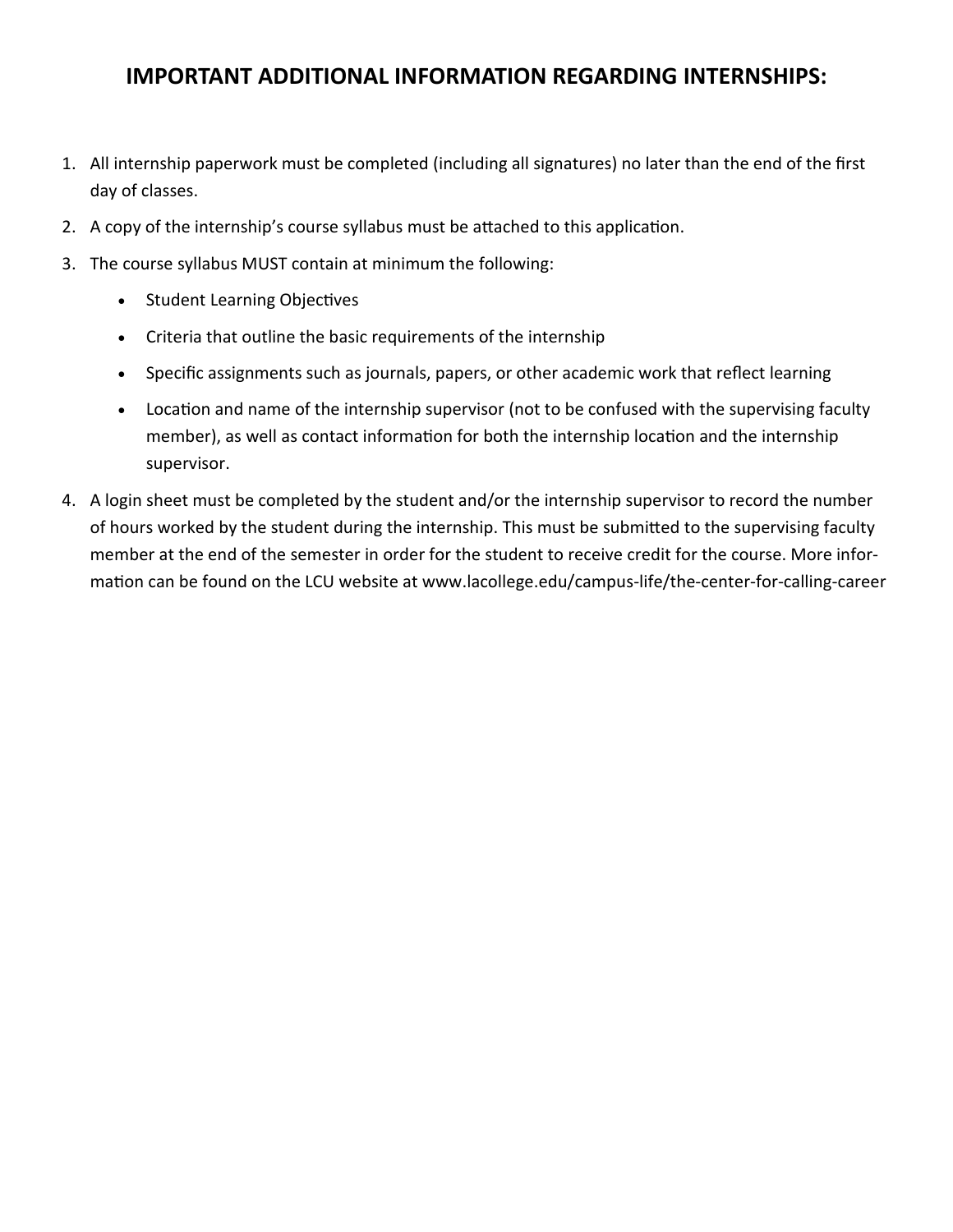## IMPORTANT ADDITIONAL INFORMATION REGARDING INTERNSHIPS:

1. All internship paperwork must be completed (including all signatures) no later than the end of the first day of classes.
2. A copy of the internship's course syllabus must be attached to this application.
3. The course syllabus MUST contain at minimum the following:
   - Student Learning Objectives
   - Criteria that outline the basic requirements of the internship
   - Specific assignments such as journals, papers, or other academic work that reflect learning
   - Location and name of the internship supervisor (not to be confused with the supervising faculty member), as well as contact information for both the internship location and the internship supervisor.
4. A login sheet must be completed by the student and/or the internship supervisor to record the number of hours worked by the student during the internship. This must be submitted to the supervising faculty member at the end of the semester in order for the student to receive credit for the course. More information can be found on the LCU website at www.lacollege.edu/campus-life/the-center-for-calling-career